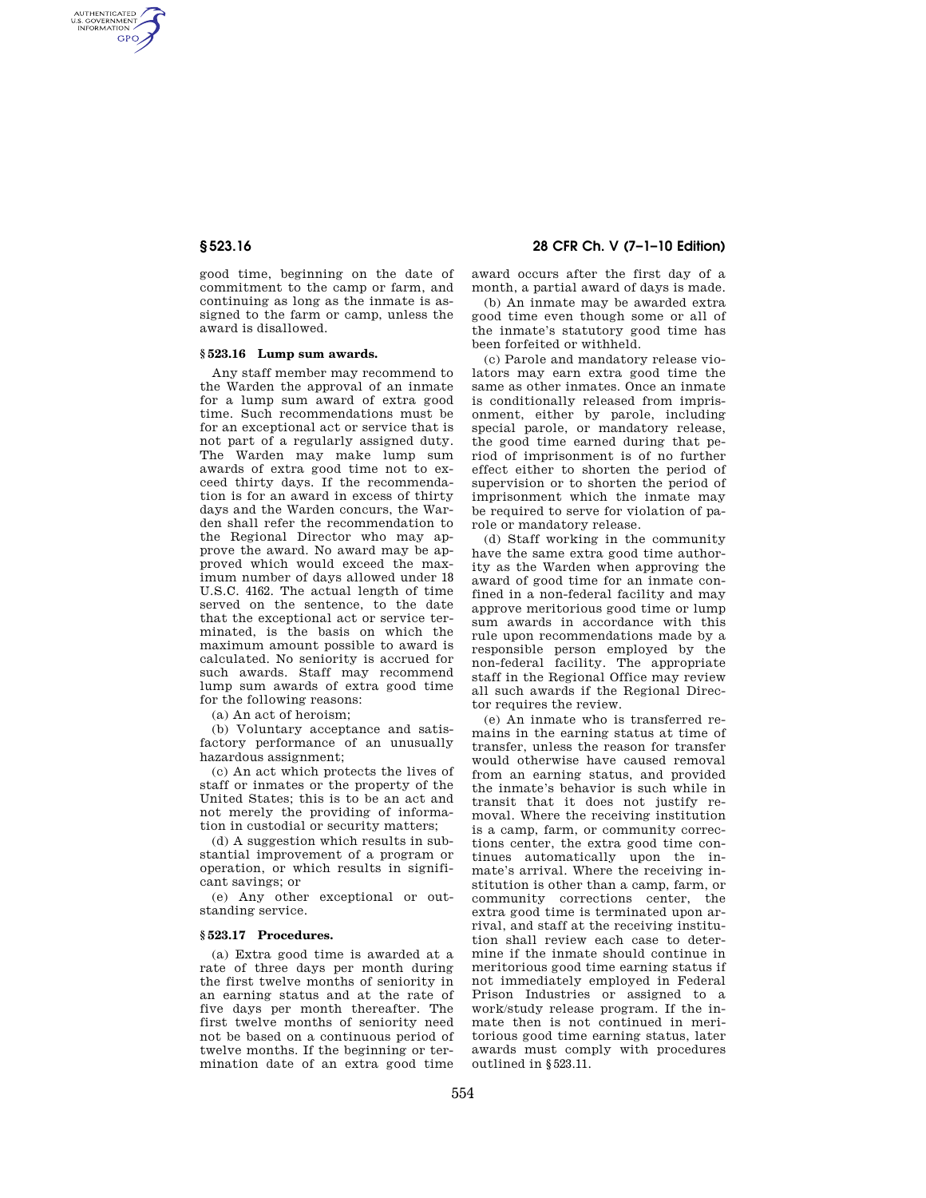good time, beginning on the date of commitment to the camp or farm, and continuing as long as the inmate is assigned to the farm or camp, unless the award is disallowed.

### § 523.16 Lump sum awards.

Any staff member may recommend to the Warden the approval of an inmate for a lump sum award of extra good time. Such recommendations must be for an exceptional act or service that is not part of a regularly assigned duty. The Warden may make lump sum awards of extra good time not to exceed thirty days. If the recommendation is for an award in excess of thirty days and the Warden concurs, the Warden shall refer the recommendation to the Regional Director who may approve the award. No award may be approved which would exceed the maximum number of days allowed under 18 U.S.C. 4162. The actual length of time served on the sentence, to the date that the exceptional act or service terminated, is the basis on which the maximum amount possible to award is calculated. No seniority is accrued for such awards. Staff may recommend lump sum awards of extra good time for the following reasons:

(a) An act of heroism;

(b) Voluntary acceptance and satisfactory performance of an unusually hazardous assignment;

(c) An act which protects the lives of staff or inmates or the property of the United States; this is to be an act and not merely the providing of information in custodial or security matters;

(d) A suggestion which results in substantial improvement of a program or operation, or which results in significant savings; or

(e) Any other exceptional or outstanding service.

### § 523.17 Procedures.

(a) Extra good time is awarded at a rate of three days per month during the first twelve months of seniority in an earning status and at the rate of five days per month thereafter. The first twelve months of seniority need not be based on a continuous period of twelve months. If the beginning or termination date of an extra good time award occurs after the first day of a month, a partial award of days is made.

(b) An inmate may be awarded extra good time even though some or all of the inmate's statutory good time has been forfeited or withheld.

(c) Parole and mandatory release violators may earn extra good time the same as other inmates. Once an inmate is conditionally released from imprisonment, either by parole, including special parole, or mandatory release, the good time earned during that period of imprisonment is of no further effect either to shorten the period of supervision or to shorten the period of imprisonment which the inmate may be required to serve for violation of parole or mandatory release.

(d) Staff working in the community have the same extra good time authority as the Warden when approving the award of good time for an inmate confined in a non-federal facility and may approve meritorious good time or lump sum awards in accordance with this rule upon recommendations made by a responsible person employed by the non-federal facility. The appropriate staff in the Regional Office may review all such awards if the Regional Director requires the review.

(e) An inmate who is transferred remains in the earning status at time of transfer, unless the reason for transfer would otherwise have caused removal from an earning status, and provided the inmate's behavior is such while in transit that it does not justify removal. Where the receiving institution is a camp, farm, or community corrections center, the extra good time continues automatically upon the inmate's arrival. Where the receiving institution is other than a camp, farm, or community corrections center, the extra good time is terminated upon arrival, and staff at the receiving institution shall review each case to determine if the inmate should continue in meritorious good time earning status if not immediately employed in Federal Prison Industries or assigned to a work/study release program. If the inmate then is not continued in meritorious good time earning status, later awards must comply with procedures outlined in § 523.11.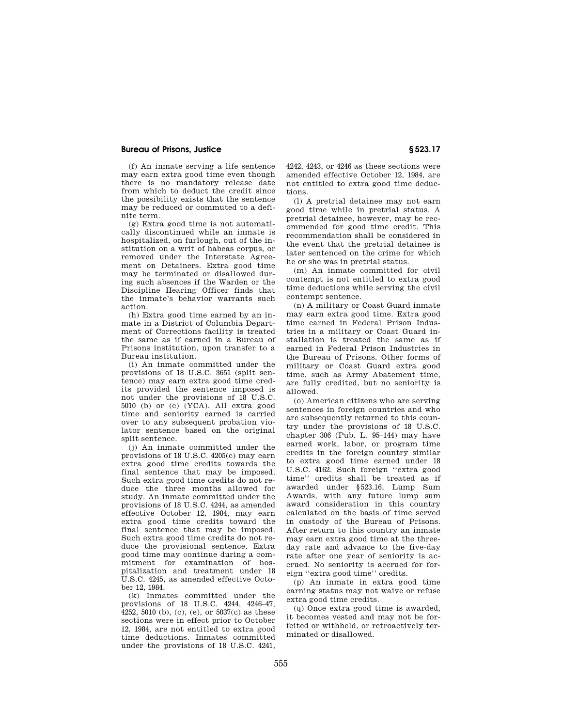(f) An inmate serving a life sentence may earn extra good time even though there is no mandatory release date from which to deduct the credit since the possibility exists that the sentence may be reduced or commuted to a definite term.

(g) Extra good time is not automatically discontinued while an inmate is hospitalized, on furlough, out of the institution on a writ of habeas corpus, or removed under the Interstate Agreement on Detainers. Extra good time may be terminated or disallowed during such absences if the Warden or the Discipline Hearing Officer finds that the inmate's behavior warrants such action.

(h) Extra good time earned by an inmate in a District of Columbia Department of Corrections facility is treated the same as if earned in a Bureau of Prisons institution, upon transfer to a Bureau institution.

(i) An inmate committed under the provisions of 18 U.S.C. 3651 (split sentence) may earn extra good time credits provided the sentence imposed is not under the provisions of 18 U.S.C. 5010 (b) or (c) (YCA). All extra good time and seniority earned is carried over to any subsequent probation violator sentence based on the original split sentence.

(j) An inmate committed under the provisions of 18 U.S.C. 4205(c) may earn extra good time credits towards the final sentence that may be imposed. Such extra good time credits do not reduce the three months allowed for study. An inmate committed under the provisions of 18 U.S.C. 4244, as amended effective October 12, 1984, may earn extra good time credits toward the final sentence that may be imposed. Such extra good time credits do not reduce the provisional sentence. Extra good time may continue during a commitment for examination of hospitalization and treatment under 18 U.S.C. 4245, as amended effective October 12, 1984.

(k) Inmates committed under the provisions of 18 U.S.C. 4244, 4246–47, 4252, 5010 (b), (c), (e), or 5037(c) as these sections were in effect prior to October 12, 1984, are not entitled to extra good time deductions. Inmates committed under the provisions of 18 U.S.C. 4241, 4242, 4243, or 4246 as these sections were amended effective October 12, 1984, are not entitled to extra good time deductions.

(l) A pretrial detainee may not earn good time while in pretrial status. A pretrial detainee, however, may be recommended for good time credit. This recommendation shall be considered in the event that the pretrial detainee is later sentenced on the crime for which he or she was in pretrial status.

(m) An inmate committed for civil contempt is not entitled to extra good time deductions while serving the civil contempt sentence.

(n) A military or Coast Guard inmate may earn extra good time. Extra good time earned in Federal Prison Industries in a military or Coast Guard installation is treated the same as if earned in Federal Prison Industries in the Bureau of Prisons. Other forms of military or Coast Guard extra good time, such as Army Abatement time, are fully credited, but no seniority is allowed.

(o) American citizens who are serving sentences in foreign countries and who are subsequently returned to this country under the provisions of 18 U.S.C. chapter 306 (Pub. L. 95–144) may have earned work, labor, or program time credits in the foreign country similar to extra good time earned under 18 U.S.C. 4162. Such foreign "extra good time" credits shall be treated as if awarded under §523.16, Lump Sum Awards, with any future lump sum award consideration in this country calculated on the basis of time served in custody of the Bureau of Prisons. After return to this country an inmate may earn extra good time at the three-day rate and advance to the five-day rate after one year of seniority is accrued. No seniority is accrued for foreign "extra good time" credits.

(p) An inmate in extra good time earning status may not waive or refuse extra good time credits.

(q) Once extra good time is awarded, it becomes vested and may not be forfeited or withheld, or retroactively terminated or disallowed.